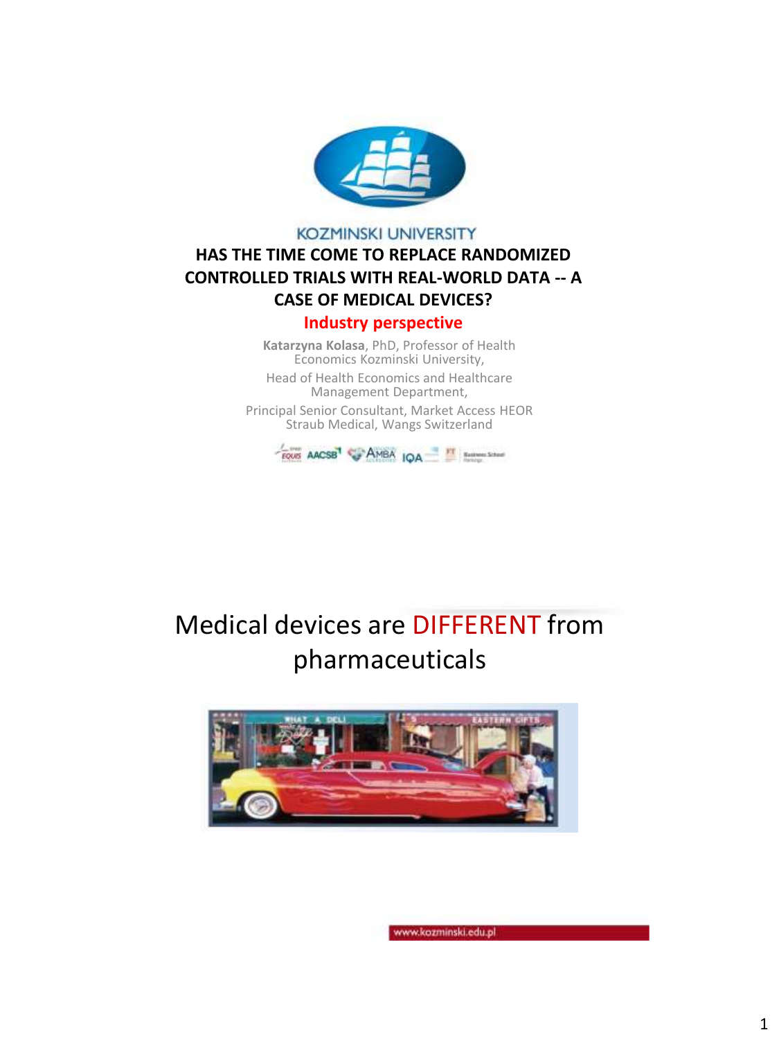KOZMINSKI UNIVERSITY

# HAS THE TIME COME TO REPLACE RANDOMIZED CONTROLLED TRIALS WITH REAL-WORLD DATA -- A CASE OF MEDICAL DEVICES?

## Industry perspective

**Katarzyna Kolasa**, PhD, Professor of Health Economics Kozminski University,

Head of Health Economics and Healthcare Management Department,

Principal Senior Consultant, Market Access HEOR Straub Medical, Wangs Switzerland

# Medical devices are DIFFERENT from pharmaceuticals

www.kozminski.edu.pl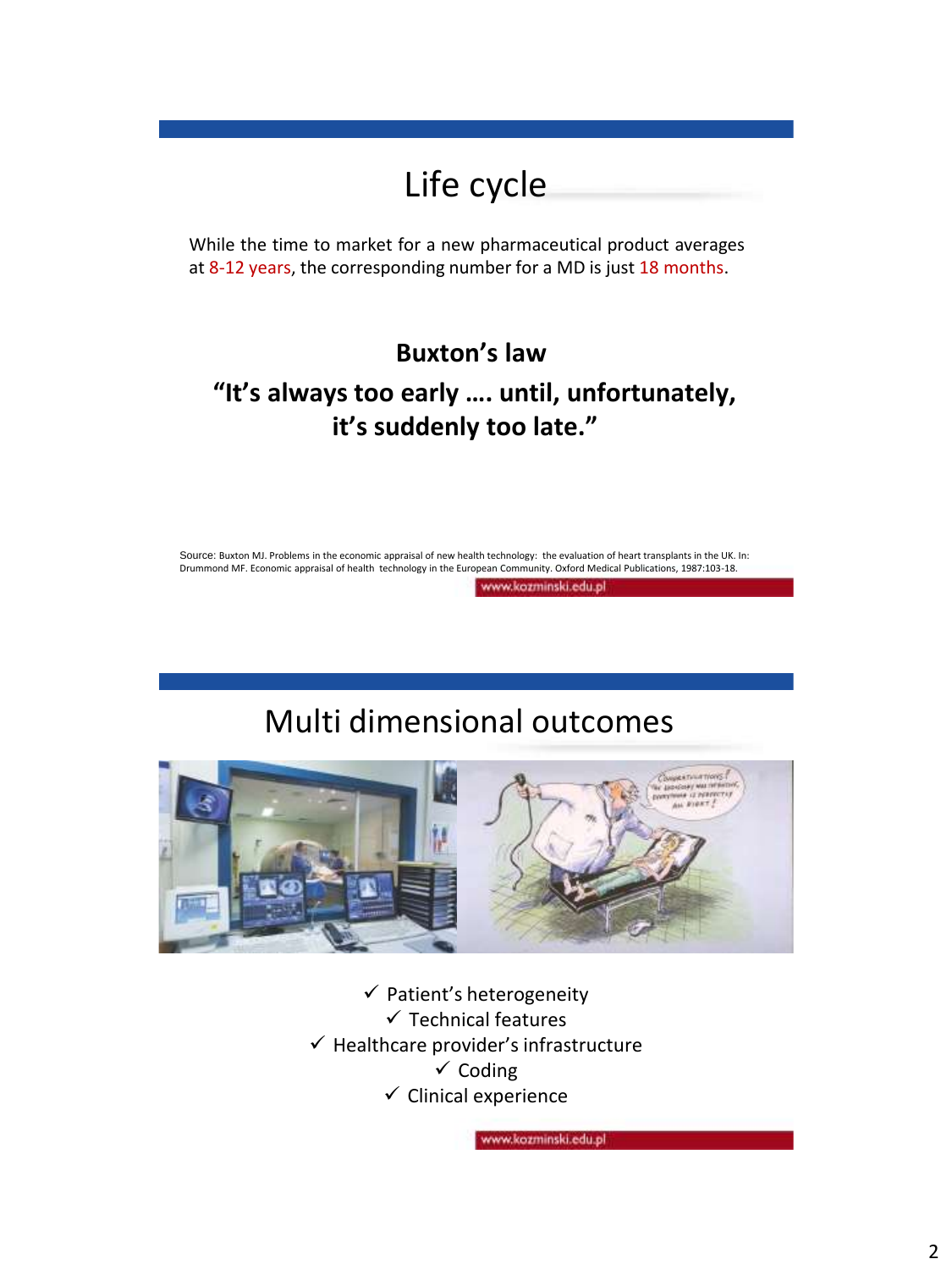# Life cycle

While the time to market for a new pharmaceutical product averages at 8-12 years, the corresponding number for a MD is just 18 months.

**Buxton's law**

**"It's always too early …. until, unfortunately, it's suddenly too late."**

Source: Buxton MJ. Problems in the economic appraisal of new health technology: the evaluation of heart transplants in the UK. In: Drummond MF. Economic appraisal of health technology in the European Community. Oxford Medical Publications, 1987:103-18.

www.kozminski.edu.pl

# Multi dimensional outcomes

- ✓ Patient's heterogeneity
- ✓ Technical features
- ✓ Healthcare provider's infrastructure
- ✓ Coding
- ✓ Clinical experience

www.kozminski.edu.pl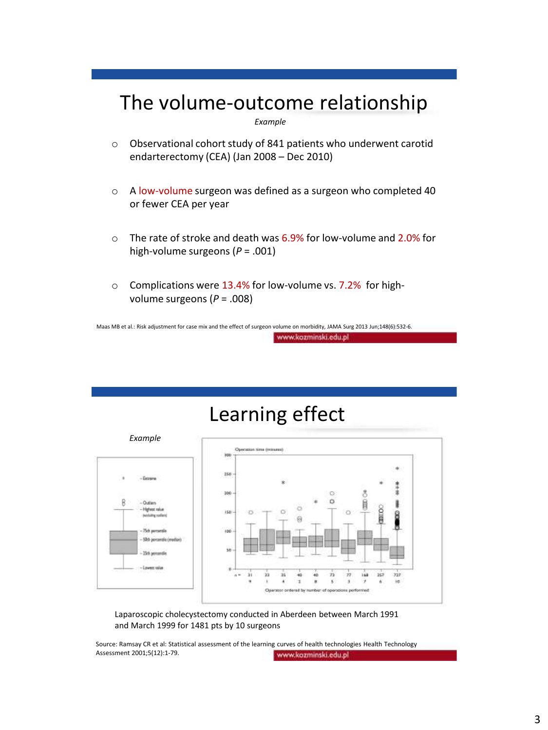# The volume-outcome relationship

*Example*

- Observational cohort study of 841 patients who underwent carotid endarterectomy (CEA) (Jan 2008 – Dec 2010)
- A low-volume surgeon was defined as a surgeon who completed 40 or fewer CEA per year
- The rate of stroke and death was 6.9% for low-volume and 2.0% for high-volume surgeons ($P = .001$)
- Complications were 13.4% for low-volume vs. 7.2% for high-volume surgeons ($P = .008$)

Maas MB et al.: Risk adjustment for case mix and the effect of surgeon volume on morbidity, JAMA Surg 2013 Jun;148(6):532-6.

# Learning effect

*Example*

Laparoscopic cholecystectomy conducted in Aberdeen between March 1991 and March 1999 for 1481 pts by 10 surgeons

Source: Ramsay CR et al: Statistical assessment of the learning curves of health technologies Health Technology Assessment 2001;5(12):1-79.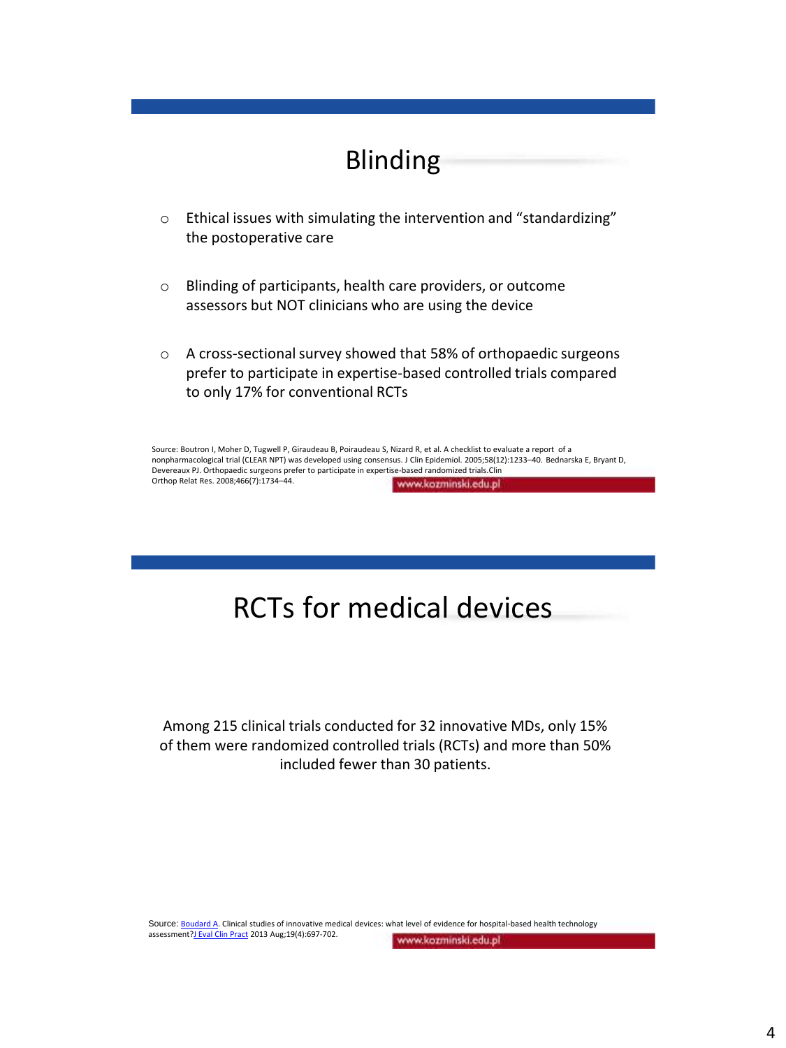## Blinding

- Ethical issues with simulating the intervention and "standardizing" the postoperative care
- Blinding of participants, health care providers, or outcome assessors but NOT clinicians who are using the device
- A cross-sectional survey showed that 58% of orthopaedic surgeons prefer to participate in expertise-based controlled trials compared to only 17% for conventional RCTs

Source: Boutron I, Moher D, Tugwell P, Giraudeau B, Poiraudeau S, Nizard R, et al. A checklist to evaluate a report of a nonpharmacological trial (CLEAR NPT) was developed using consensus. J Clin Epidemiol. 2005;58(12):1233–40. Bednarska E, Bryant D, Devereaux PJ. Orthopaedic surgeons prefer to participate in expertise-based randomized trials.Clin Orthop Relat Res. 2008;466(7):1734–44.

www.kozminski.edu.pl

## RCTs for medical devices

Among 215 clinical trials conducted for 32 innovative MDs, only 15% of them were randomized controlled trials (RCTs) and more than 50% included fewer than 30 patients.

Source: Boudard A. Clinical studies of innovative medical devices: what level of evidence for hospital-based health technology assessment? J Eval Clin Pract 2013 Aug;19(4):697-702.

www.kozminski.edu.pl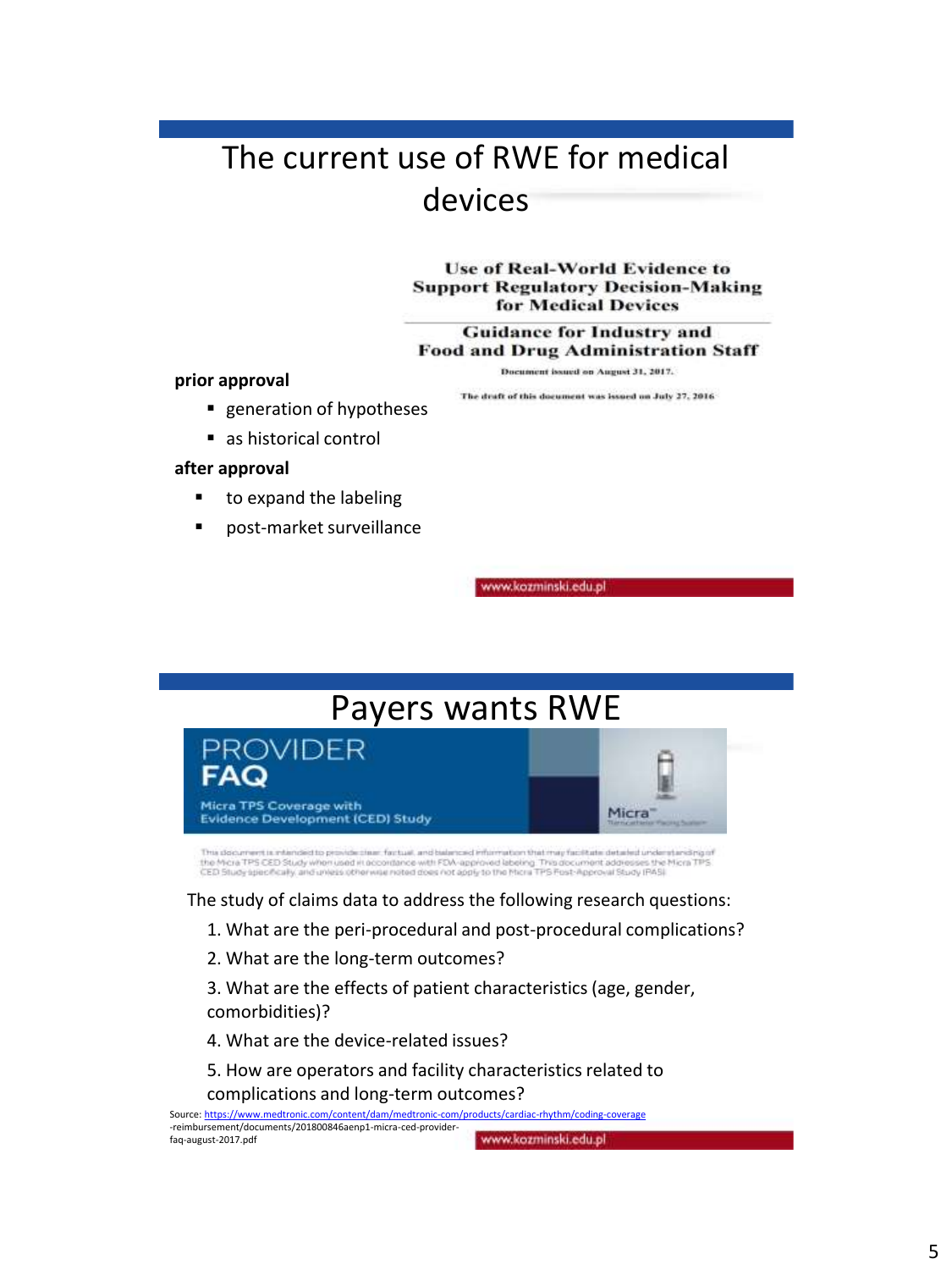# The current use of RWE for medical devices

**Use of Real-World Evidence to Support Regulatory Decision-Making for Medical Devices**

**Guidance for Industry and Food and Drug Administration Staff**

Document issued on August 31, 2017.

The draft of this document was issued on July 27, 2016

**prior approval**

- generation of hypotheses
- as historical control

**after approval**

- to expand the labeling
- post-market surveillance

www.kozminski.edu.pl

# Payers wants RWE

PROVIDER **FAQ**

Micra TPS Coverage with Evidence Development (CED) Study

Micra™

This document is intended to provide clear, factual, and balanced information that may facilitate detailed understanding of the Micra TPS CED Study when used in accordance with FDA-approved labeling. This document addresses the Micra TPS CED Study specifically, and unless otherwise noted does not apply to the Micra TPS Post-Approval Study (PAS).

The study of claims data to address the following research questions:

1. What are the peri-procedural and post-procedural complications?
2. What are the long-term outcomes?
3. What are the effects of patient characteristics (age, gender, comorbidities)?
4. What are the device-related issues?
5. How are operators and facility characteristics related to complications and long-term outcomes?

Source: https://www.medtronic.com/content/dam/medtronic-com/products/cardiac-rhythm/coding-coverage-reimbursement/documents/201800846aenp1-micra-ced-provider-faq-august-2017.pdf

www.kozminski.edu.pl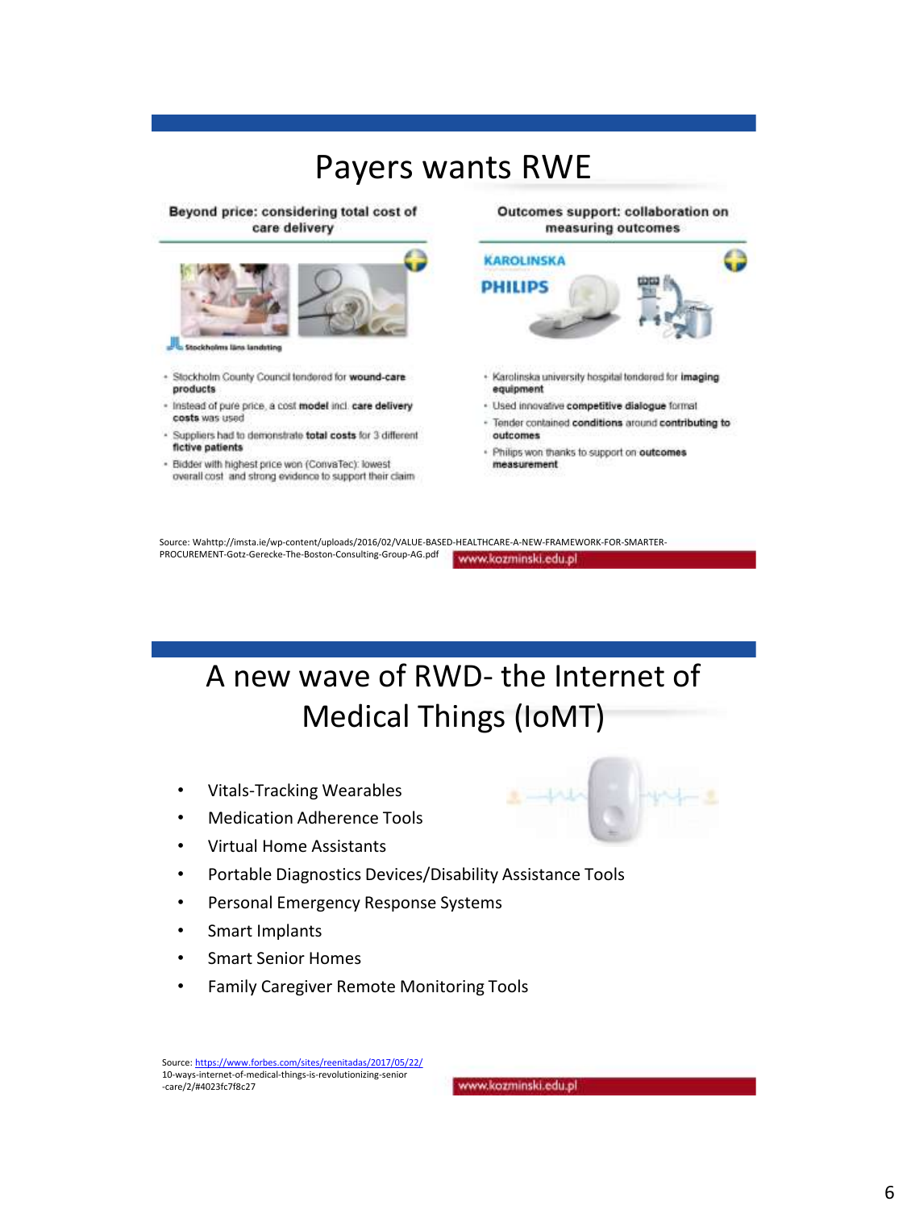# Payers wants RWE

## Beyond price: considering total cost of care delivery

Stockholms läns landsting

- Stockholm County Council tendered for **wound-care products**
- Instead of pure price, a cost **model** incl. **care delivery costs** was used
- Suppliers had to demonstrate **total costs** for 3 different **fictive patients**
- Bidder with highest price won (ConvaTec): lowest overall cost and strong evidence to support their claim

## Outcomes support: collaboration on measuring outcomes

KAROLINSKA

PHILIPS

- Karolinska university hospital tendered for **imaging equipment**
- Used innovative **competitive dialogue** format
- Tender contained **conditions** around **contributing to outcomes**
- Philips won thanks to support on **outcomes measurement**

Source: Wahttp://imsta.ie/wp-content/uploads/2016/02/VALUE-BASED-HEALTHCARE-A-NEW-FRAMEWORK-FOR-SMARTER-PROCUREMENT-Gotz-Gerecke-The-Boston-Consulting-Group-AG.pdf

www.kozminski.edu.pl

# A new wave of RWD- the Internet of Medical Things (IoMT)

- Vitals-Tracking Wearables
- Medication Adherence Tools
- Virtual Home Assistants
- Portable Diagnostics Devices/Disability Assistance Tools
- Personal Emergency Response Systems
- Smart Implants
- Smart Senior Homes
- Family Caregiver Remote Monitoring Tools

Source: https://www.forbes.com/sites/reenitadas/2017/05/22/10-ways-internet-of-medical-things-is-revolutionizing-senior-care/2/#4023fc7f8c27

www.kozminski.edu.pl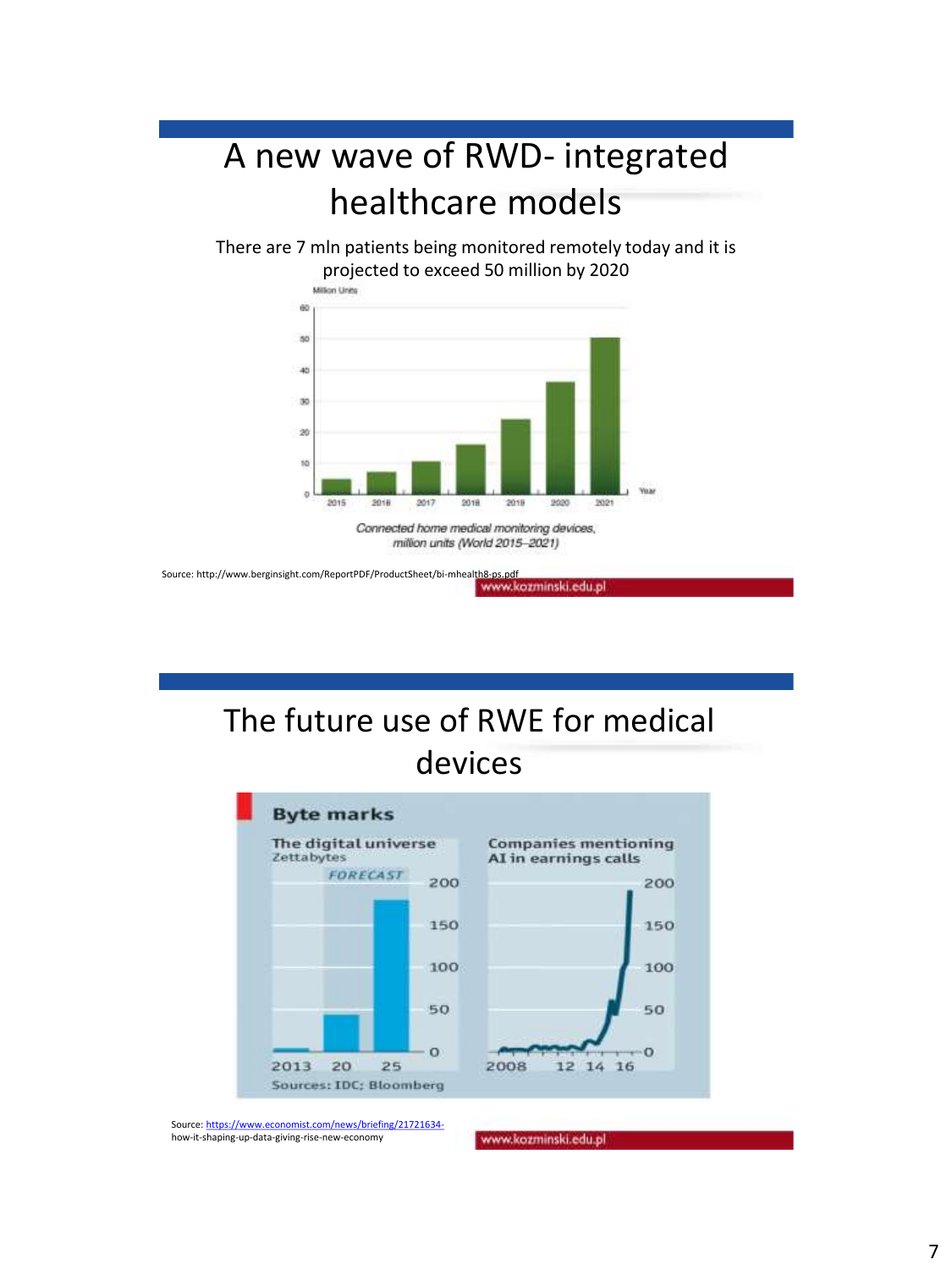# A new wave of RWD- integrated healthcare models

There are 7 mln patients being monitored remotely today and it is projected to exceed 50 million by 2020

*Connected home medical monitoring devices, million units (World 2015–2021)*

Source: http://www.berginsight.com/ReportPDF/ProductSheet/bi-mhealth8-ps.pdf

www.kozminski.edu.pl

# The future use of RWE for medical devices

**Byte marks**

The digital universe
Zettabytes

Companies mentioning AI in earnings calls

Sources: IDC; Bloomberg

Source: https://www.economist.com/news/briefing/21721634-how-it-shaping-up-data-giving-rise-new-economy

www.kozminski.edu.pl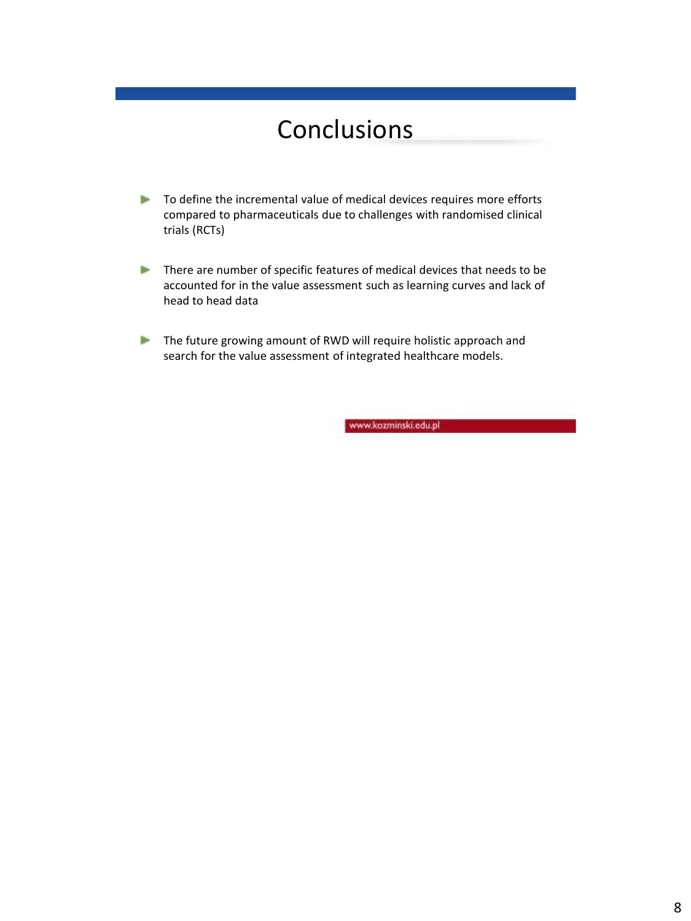# Conclusions

- To define the incremental value of medical devices requires more efforts compared to pharmaceuticals due to challenges with randomised clinical trials (RCTs)
- There are number of specific features of medical devices that needs to be accounted for in the value assessment such as learning curves and lack of head to head data
- The future growing amount of RWD will require holistic approach and search for the value assessment of integrated healthcare models.

www.kozminski.edu.pl